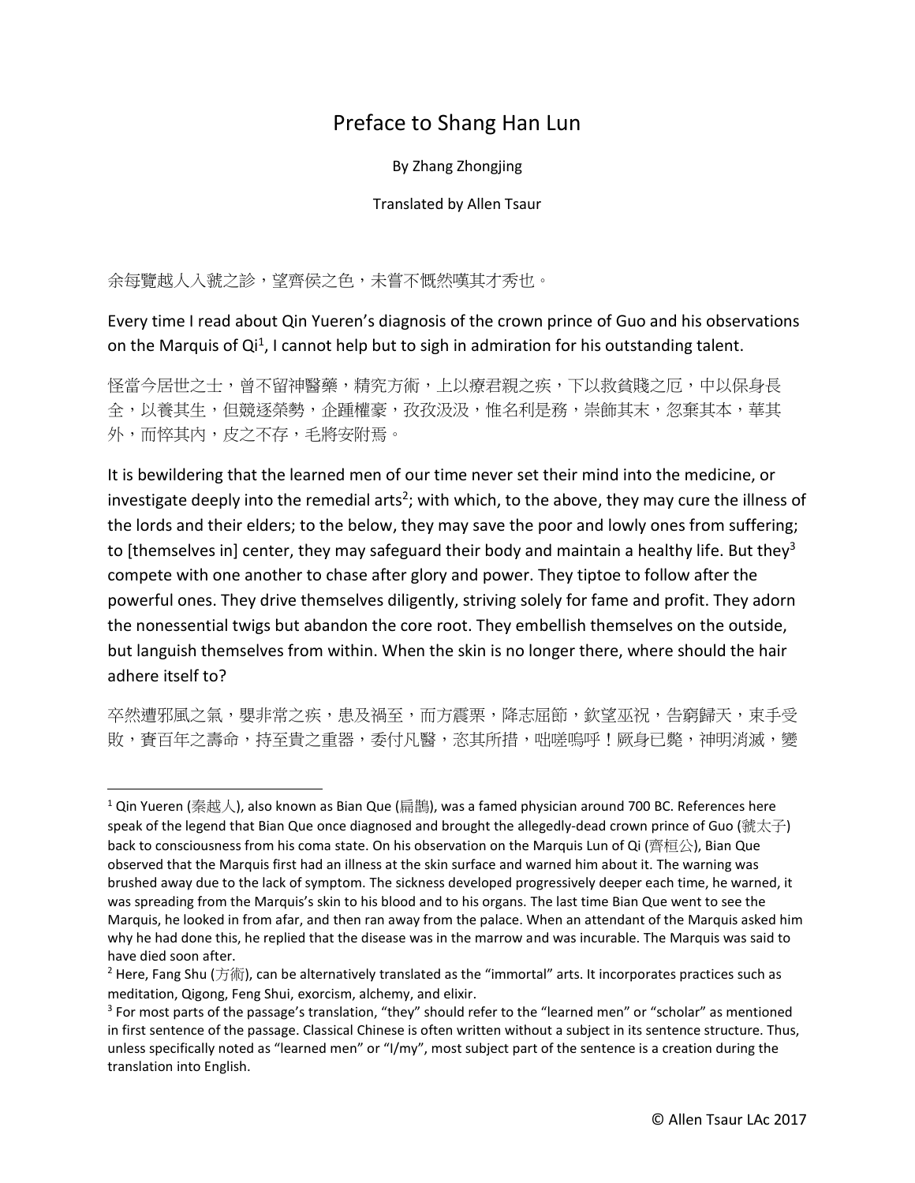# Preface to Shang Han Lun

By Zhang Zhongjing

Translated by Allen Tsaur

余每覽越人入虢之診，望齊侯之色，未嘗不慨然嘆其才秀也。

Every time I read about Qin Yueren's diagnosis of the crown prince of Guo and his observations on the Marquis of Qi[1], I cannot help but to sigh in admiration for his outstanding talent.

怪當今居世之士，曾不留神醫藥，精究方術，上以療君親之疾，下以救貧賤之厄，中以保身長全，以養其生，但競逐榮勢，企踵權豪，孜孜汲汲，惟名利是務，崇飾其末，忽棄其本，華其外，而悴其內，皮之不存，毛將安附焉。

It is bewildering that the learned men of our time never set their mind into the medicine, or investigate deeply into the remedial arts[2]; with which, to the above, they may cure the illness of the lords and their elders; to the below, they may save the poor and lowly ones from suffering; to [themselves in] center, they may safeguard their body and maintain a healthy life. But they[3] compete with one another to chase after glory and power. They tiptoe to follow after the powerful ones. They drive themselves diligently, striving solely for fame and profit. They adorn the nonessential twigs but abandon the core root. They embellish themselves on the outside, but languish themselves from within. When the skin is no longer there, where should the hair adhere itself to?

卒然遭邪風之氣，嬰非常之疾，患及禍至，而方震栗，降志屈節，欽望巫祝，告窮歸天，束手受敗，賫百年之壽命，持至貴之重器，委付凡醫，恣其所措，咄嗟嗚呼！厥身已斃，神明消滅，變

---

[1] Qin Yueren (秦越人), also known as Bian Que (扁鵲), was a famed physician around 700 BC. References here speak of the legend that Bian Que once diagnosed and brought the allegedly-dead crown prince of Guo (虢太子) back to consciousness from his coma state. On his observation on the Marquis Lun of Qi (齊桓公), Bian Que observed that the Marquis first had an illness at the skin surface and warned him about it. The warning was brushed away due to the lack of symptom. The sickness developed progressively deeper each time, he warned, it was spreading from the Marquis's skin to his blood and to his organs. The last time Bian Que went to see the Marquis, he looked in from afar, and then ran away from the palace. When an attendant of the Marquis asked him why he had done this, he replied that the disease was in the marrow and was incurable. The Marquis was said to have died soon after.

[2] Here, Fang Shu (方術), can be alternatively translated as the "immortal" arts. It incorporates practices such as meditation, Qigong, Feng Shui, exorcism, alchemy, and elixir.

[3] For most parts of the passage's translation, "they" should refer to the "learned men" or "scholar" as mentioned in first sentence of the passage. Classical Chinese is often written without a subject in its sentence structure. Thus, unless specifically noted as "learned men" or "I/my", most subject part of the sentence is a creation during the translation into English.

© Allen Tsaur LAc 2017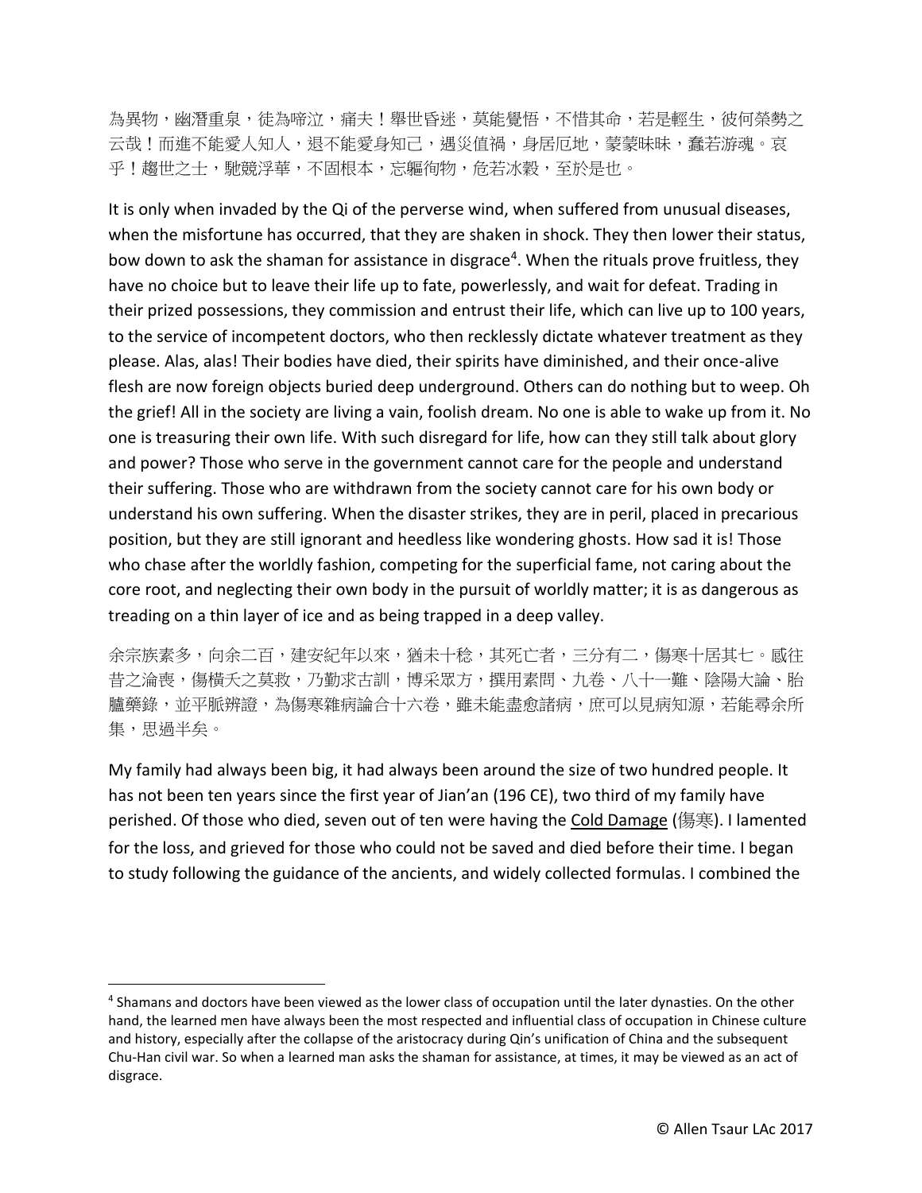為異物，幽潛重泉，徒為啼泣，痛夫！舉世昏迷，莫能覺悟，不惜其命，若是輕生，彼何榮勢之云哉！而進不能愛人知人，退不能愛身知己，遇災值禍，身居厄地，蒙蒙昧昧，蠢若游魂。哀乎！趨世之士，馳競浮華，不固根本，忘軀徇物，危若冰穀，至於是也。

It is only when invaded by the Qi of the perverse wind, when suffered from unusual diseases, when the misfortune has occurred, that they are shaken in shock. They then lower their status, bow down to ask the shaman for assistance in disgrace[4]. When the rituals prove fruitless, they have no choice but to leave their life up to fate, powerlessly, and wait for defeat. Trading in their prized possessions, they commission and entrust their life, which can live up to 100 years, to the service of incompetent doctors, who then recklessly dictate whatever treatment as they please. Alas, alas! Their bodies have died, their spirits have diminished, and their once-alive flesh are now foreign objects buried deep underground. Others can do nothing but to weep. Oh the grief! All in the society are living a vain, foolish dream. No one is able to wake up from it. No one is treasuring their own life. With such disregard for life, how can they still talk about glory and power? Those who serve in the government cannot care for the people and understand their suffering. Those who are withdrawn from the society cannot care for his own body or understand his own suffering. When the disaster strikes, they are in peril, placed in precarious position, but they are still ignorant and heedless like wondering ghosts. How sad it is! Those who chase after the worldly fashion, competing for the superficial fame, not caring about the core root, and neglecting their own body in the pursuit of worldly matter; it is as dangerous as treading on a thin layer of ice and as being trapped in a deep valley.

余宗族素多，向余二百，建安紀年以來，猶未十稔，其死亡者，三分有二，傷寒十居其七。感往昔之淪喪，傷橫夭之莫救，乃勤求古訓，博采眾方，撰用素問、九卷、八十一難、陰陽大論、胎臚藥錄，並平脈辨證，為傷寒雜病論合十六卷，雖未能盡愈諸病，庶可以見病知源，若能尋余所集，思過半矣。

My family had always been big, it had always been around the size of two hundred people. It has not been ten years since the first year of Jian'an (196 CE), two third of my family have perished. Of those who died, seven out of ten were having the Cold Damage (傷寒). I lamented for the loss, and grieved for those who could not be saved and died before their time. I began to study following the guidance of the ancients, and widely collected formulas. I combined the

---

[4] Shamans and doctors have been viewed as the lower class of occupation until the later dynasties. On the other hand, the learned men have always been the most respected and influential class of occupation in Chinese culture and history, especially after the collapse of the aristocracy during Qin's unification of China and the subsequent Chu-Han civil war. So when a learned man asks the shaman for assistance, at times, it may be viewed as an act of disgrace.

© Allen Tsaur LAc 2017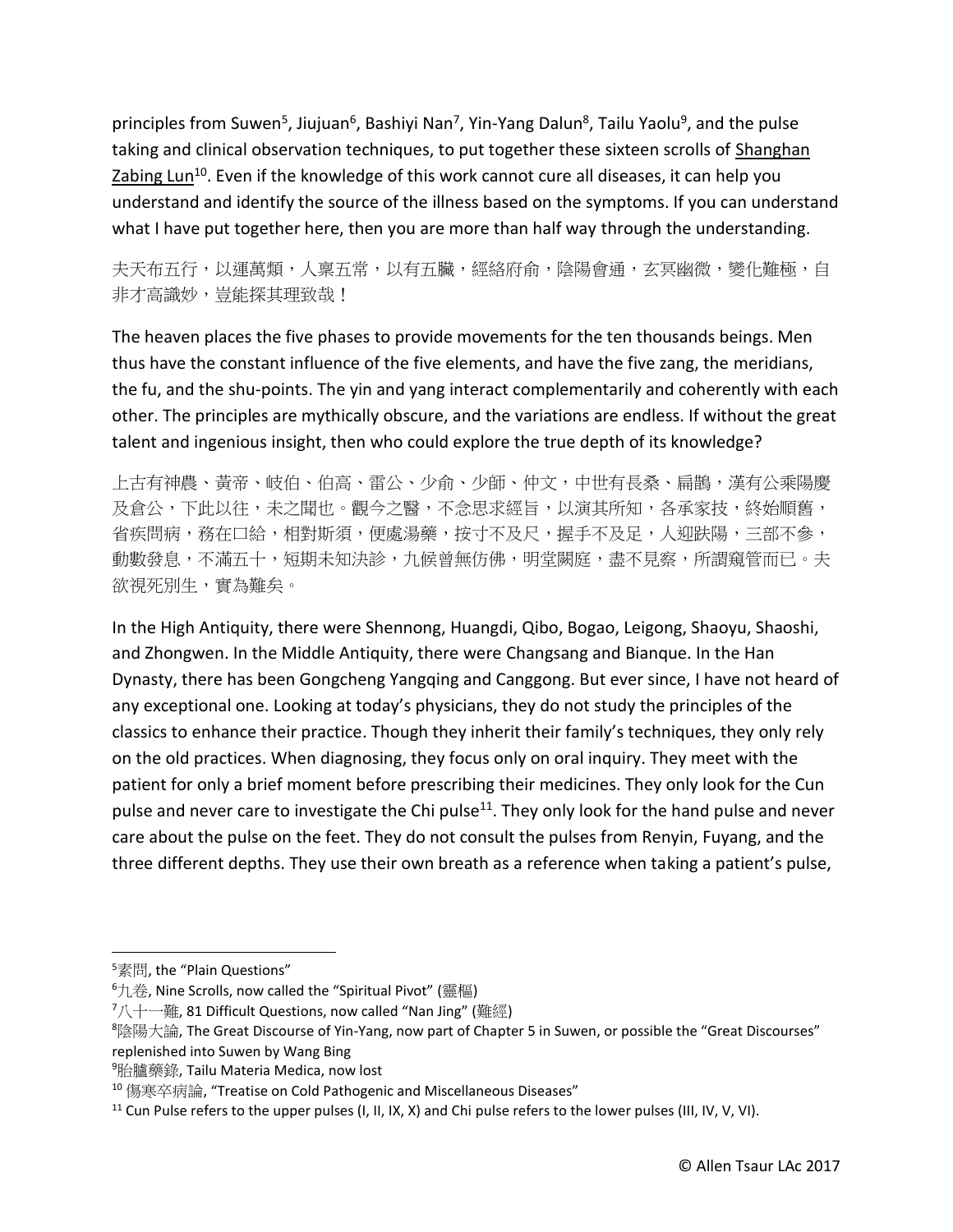principles from Suwen[5], Jiujuan[6], Bashiyi Nan[7], Yin-Yang Dalun[8], Tailu Yaolu[9], and the pulse taking and clinical observation techniques, to put together these sixteen scrolls of Shanghan Zabing Lun[10]. Even if the knowledge of this work cannot cure all diseases, it can help you understand and identify the source of the illness based on the symptoms. If you can understand what I have put together here, then you are more than half way through the understanding.

夫天布五行，以運萬類，人稟五常，以有五臟，經絡府俞，陰陽會通，玄冥幽微，變化難極，自非才高識妙，豈能探其理致哉！

The heaven places the five phases to provide movements for the ten thousands beings. Men thus have the constant influence of the five elements, and have the five zang, the meridians, the fu, and the shu-points. The yin and yang interact complementarily and coherently with each other. The principles are mythically obscure, and the variations are endless. If without the great talent and ingenious insight, then who could explore the true depth of its knowledge?

上古有神農、黃帝、岐伯、伯高、雷公、少俞、少師、仲文，中世有長桑、扁鵲，漢有公乘陽慶及倉公，下此以往，未之聞也。觀今之醫，不念思求經旨，以演其所知，各承家技，終始順舊，省疾問病，務在口給，相對斯須，便處湯藥，按寸不及尺，握手不及足，人迎趺陽，三部不參，動數發息，不滿五十，短期未知決診，九候曾無仿佛，明堂闕庭，盡不見察，所謂窺管而已。夫欲視死別生，實為難矣。

In the High Antiquity, there were Shennong, Huangdi, Qibo, Bogao, Leigong, Shaoyu, Shaoshi, and Zhongwen. In the Middle Antiquity, there were Changsang and Bianque. In the Han Dynasty, there has been Gongcheng Yangqing and Canggong. But ever since, I have not heard of any exceptional one. Looking at today's physicians, they do not study the principles of the classics to enhance their practice. Though they inherit their family's techniques, they only rely on the old practices. When diagnosing, they focus only on oral inquiry. They meet with the patient for only a brief moment before prescribing their medicines. They only look for the Cun pulse and never care to investigate the Chi pulse[11]. They only look for the hand pulse and never care about the pulse on the feet. They do not consult the pulses from Renyin, Fuyang, and the three different depths. They use their own breath as a reference when taking a patient's pulse,

---

[5] 素問, the "Plain Questions"

[6] 九卷, Nine Scrolls, now called the "Spiritual Pivot" (靈樞)

[7] 八十一難, 81 Difficult Questions, now called "Nan Jing" (難經)

[8] 陰陽大論, The Great Discourse of Yin-Yang, now part of Chapter 5 in Suwen, or possible the "Great Discourses" replenished into Suwen by Wang Bing

[9] 胎臚藥錄, Tailu Materia Medica, now lost

[10] 傷寒卒病論, "Treatise on Cold Pathogenic and Miscellaneous Diseases"

[11] Cun Pulse refers to the upper pulses (I, II, IX, X) and Chi pulse refers to the lower pulses (III, IV, V, VI).

© Allen Tsaur LAc 2017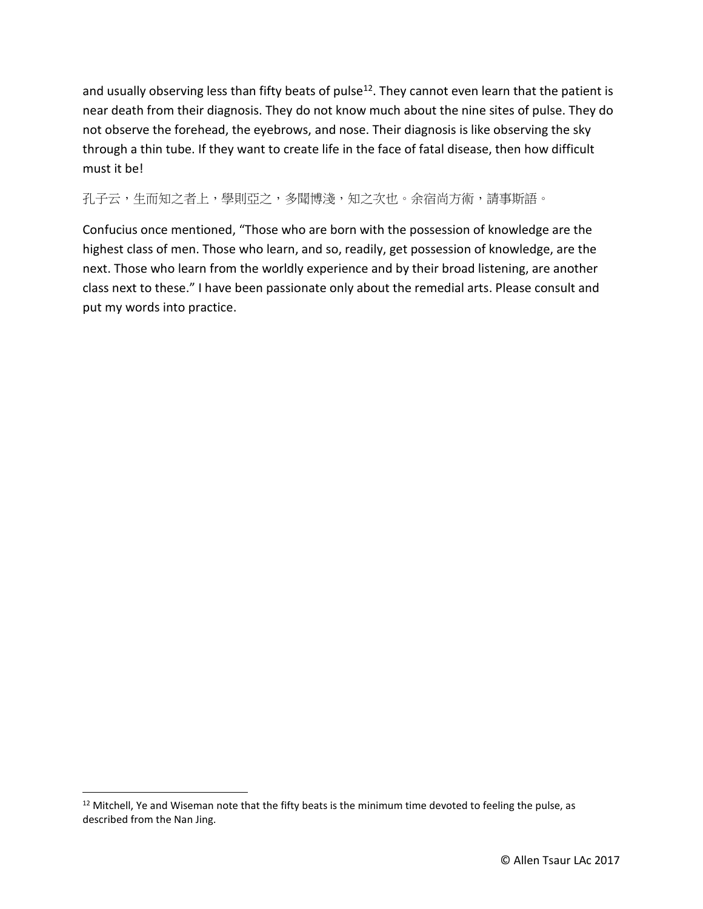and usually observing less than fifty beats of pulse[12]. They cannot even learn that the patient is near death from their diagnosis. They do not know much about the nine sites of pulse. They do not observe the forehead, the eyebrows, and nose. Their diagnosis is like observing the sky through a thin tube. If they want to create life in the face of fatal disease, then how difficult must it be!

孔子云，生而知之者上，學則亞之，多聞博淺，知之次也。余宿尚方術，請事斯語。

Confucius once mentioned, "Those who are born with the possession of knowledge are the highest class of men. Those who learn, and so, readily, get possession of knowledge, are the next. Those who learn from the worldly experience and by their broad listening, are another class next to these." I have been passionate only about the remedial arts. Please consult and put my words into practice.

[12] Mitchell, Ye and Wiseman note that the fifty beats is the minimum time devoted to feeling the pulse, as described from the Nan Jing.

© Allen Tsaur LAc 2017